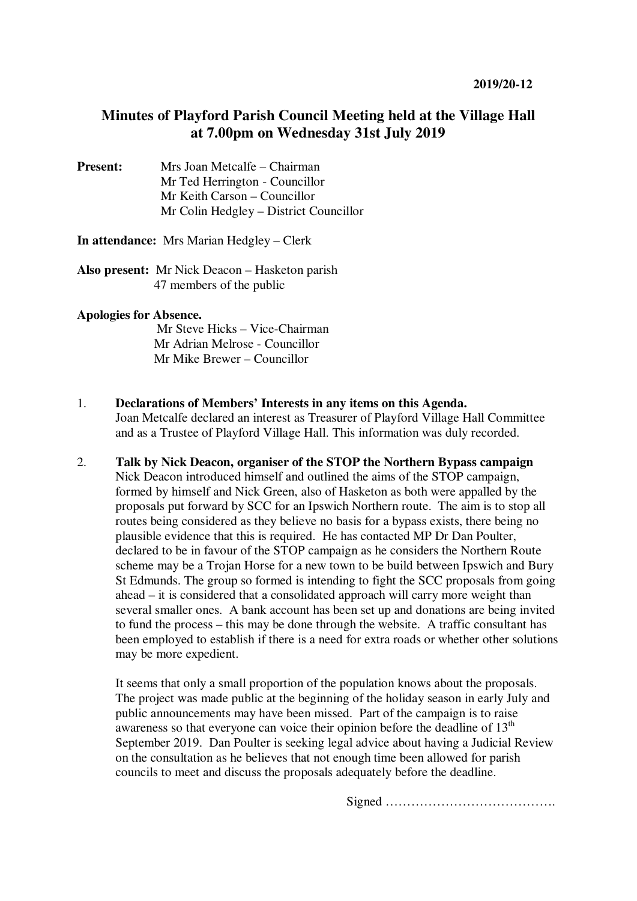**2019/20-12**

# Minutes of Playford Parish Council Meeting held at the Village Hall at 7.00pm on Wednesday 31st July 2019

**Present:**
Mrs Joan Metcalfe – Chairman
Mr Ted Herrington - Councillor
Mr Keith Carson – Councillor
Mr Colin Hedgley – District Councillor

**In attendance:** Mrs Marian Hedgley – Clerk

**Also present:** Mr Nick Deacon – Hasketon parish
47 members of the public

**Apologies for Absence.**
Mr Steve Hicks – Vice-Chairman
Mr Adrian Melrose - Councillor
Mr Mike Brewer – Councillor

1. **Declarations of Members' Interests in any items on this Agenda.**
Joan Metcalfe declared an interest as Treasurer of Playford Village Hall Committee and as a Trustee of Playford Village Hall. This information was duly recorded.

2. **Talk by Nick Deacon, organiser of the STOP the Northern Bypass campaign**
Nick Deacon introduced himself and outlined the aims of the STOP campaign, formed by himself and Nick Green, also of Hasketon as both were appalled by the proposals put forward by SCC for an Ipswich Northern route. The aim is to stop all routes being considered as they believe no basis for a bypass exists, there being no plausible evidence that this is required. He has contacted MP Dr Dan Poulter, declared to be in favour of the STOP campaign as he considers the Northern Route scheme may be a Trojan Horse for a new town to be build between Ipswich and Bury St Edmunds. The group so formed is intending to fight the SCC proposals from going ahead – it is considered that a consolidated approach will carry more weight than several smaller ones. A bank account has been set up and donations are being invited to fund the process – this may be done through the website. A traffic consultant has been employed to establish if there is a need for extra roads or whether other solutions may be more expedient.

It seems that only a small proportion of the population knows about the proposals. The project was made public at the beginning of the holiday season in early July and public announcements may have been missed. Part of the campaign is to raise awareness so that everyone can voice their opinion before the deadline of 13th September 2019. Dan Poulter is seeking legal advice about having a Judicial Review on the consultation as he believes that not enough time been allowed for parish councils to meet and discuss the proposals adequately before the deadline.

Signed ………………………………….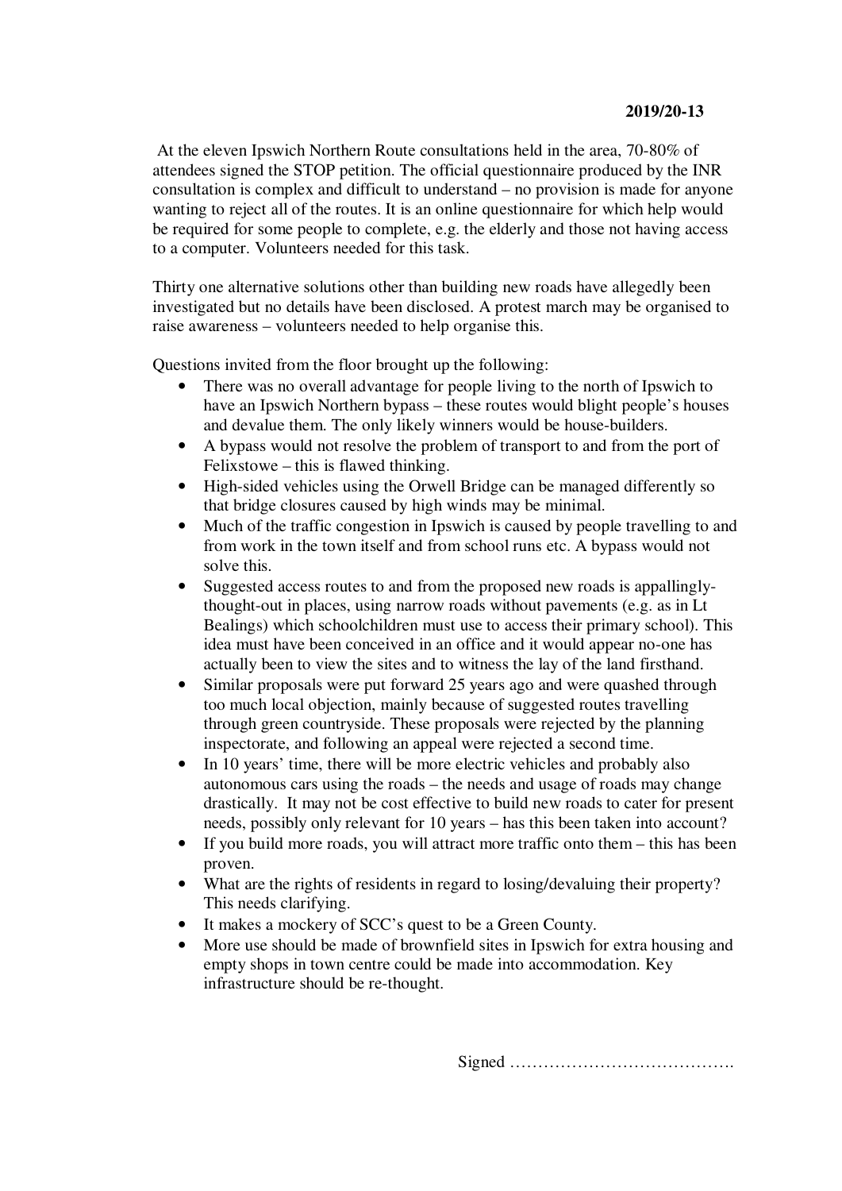**2019/20-13**

At the eleven Ipswich Northern Route consultations held in the area, 70-80% of attendees signed the STOP petition. The official questionnaire produced by the INR consultation is complex and difficult to understand – no provision is made for anyone wanting to reject all of the routes. It is an online questionnaire for which help would be required for some people to complete, e.g. the elderly and those not having access to a computer. Volunteers needed for this task.

Thirty one alternative solutions other than building new roads have allegedly been investigated but no details have been disclosed. A protest march may be organised to raise awareness – volunteers needed to help organise this.

Questions invited from the floor brought up the following:

- There was no overall advantage for people living to the north of Ipswich to have an Ipswich Northern bypass – these routes would blight people's houses and devalue them. The only likely winners would be house-builders.
- A bypass would not resolve the problem of transport to and from the port of Felixstowe – this is flawed thinking.
- High-sided vehicles using the Orwell Bridge can be managed differently so that bridge closures caused by high winds may be minimal.
- Much of the traffic congestion in Ipswich is caused by people travelling to and from work in the town itself and from school runs etc. A bypass would not solve this.
- Suggested access routes to and from the proposed new roads is appallingly-thought-out in places, using narrow roads without pavements (e.g. as in Lt Bealings) which schoolchildren must use to access their primary school). This idea must have been conceived in an office and it would appear no-one has actually been to view the sites and to witness the lay of the land firsthand.
- Similar proposals were put forward 25 years ago and were quashed through too much local objection, mainly because of suggested routes travelling through green countryside. These proposals were rejected by the planning inspectorate, and following an appeal were rejected a second time.
- In 10 years' time, there will be more electric vehicles and probably also autonomous cars using the roads – the needs and usage of roads may change drastically. It may not be cost effective to build new roads to cater for present needs, possibly only relevant for 10 years – has this been taken into account?
- If you build more roads, you will attract more traffic onto them – this has been proven.
- What are the rights of residents in regard to losing/devaluing their property? This needs clarifying.
- It makes a mockery of SCC's quest to be a Green County.
- More use should be made of brownfield sites in Ipswich for extra housing and empty shops in town centre could be made into accommodation. Key infrastructure should be re-thought.

Signed ………………………………….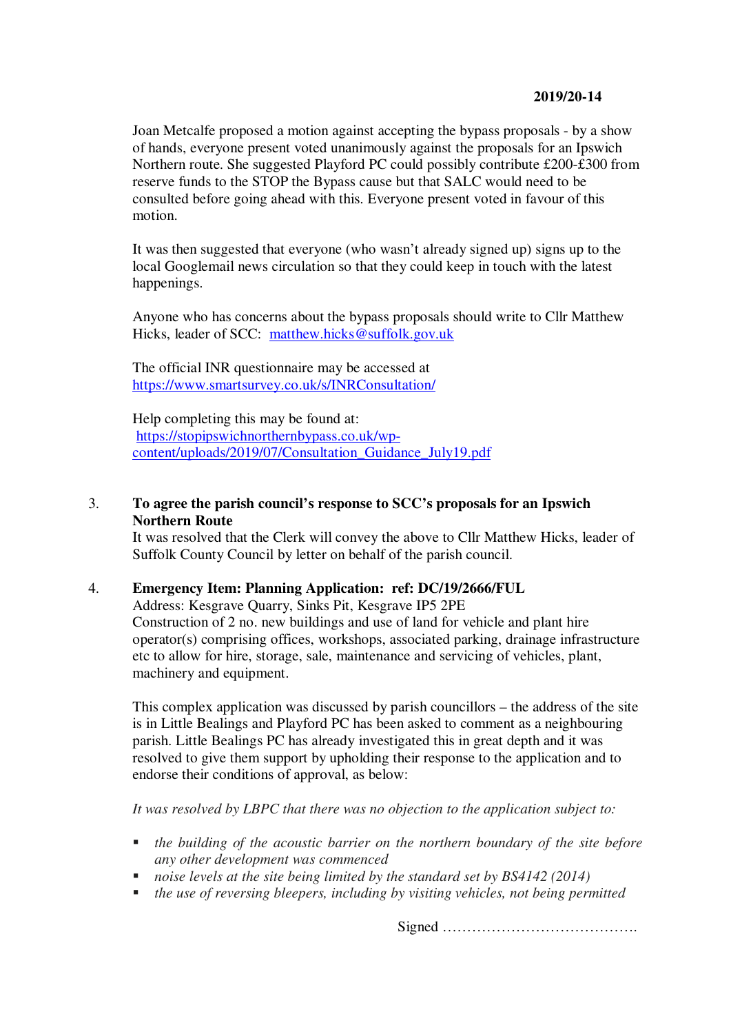Joan Metcalfe proposed a motion against accepting the bypass proposals - by a show of hands, everyone present voted unanimously against the proposals for an Ipswich Northern route. She suggested Playford PC could possibly contribute £200-£300 from reserve funds to the STOP the Bypass cause but that SALC would need to be consulted before going ahead with this. Everyone present voted in favour of this motion.

It was then suggested that everyone (who wasn't already signed up) signs up to the local Googlemail news circulation so that they could keep in touch with the latest happenings.

Anyone who has concerns about the bypass proposals should write to Cllr Matthew Hicks, leader of SCC: matthew.hicks@suffolk.gov.uk

The official INR questionnaire may be accessed at https://www.smartsurvey.co.uk/s/INRConsultation/

Help completing this may be found at: https://stopipswichnorthernbypass.co.uk/wp-content/uploads/2019/07/Consultation_Guidance_July19.pdf

3. **To agree the parish council's response to SCC's proposals for an Ipswich Northern Route**
It was resolved that the Clerk will convey the above to Cllr Matthew Hicks, leader of Suffolk County Council by letter on behalf of the parish council.

4. **Emergency Item: Planning Application: ref: DC/19/2666/FUL**
Address: Kesgrave Quarry, Sinks Pit, Kesgrave IP5 2PE
Construction of 2 no. new buildings and use of land for vehicle and plant hire operator(s) comprising offices, workshops, associated parking, drainage infrastructure etc to allow for hire, storage, sale, maintenance and servicing of vehicles, plant, machinery and equipment.

This complex application was discussed by parish councillors – the address of the site is in Little Bealings and Playford PC has been asked to comment as a neighbouring parish. Little Bealings PC has already investigated this in great depth and it was resolved to give them support by upholding their response to the application and to endorse their conditions of approval, as below:

*It was resolved by LBPC that there was no objection to the application subject to:*

- *the building of the acoustic barrier on the northern boundary of the site before any other development was commenced*
- *noise levels at the site being limited by the standard set by BS4142 (2014)*
- *the use of reversing bleepers, including by visiting vehicles, not being permitted*

Signed ………………………………….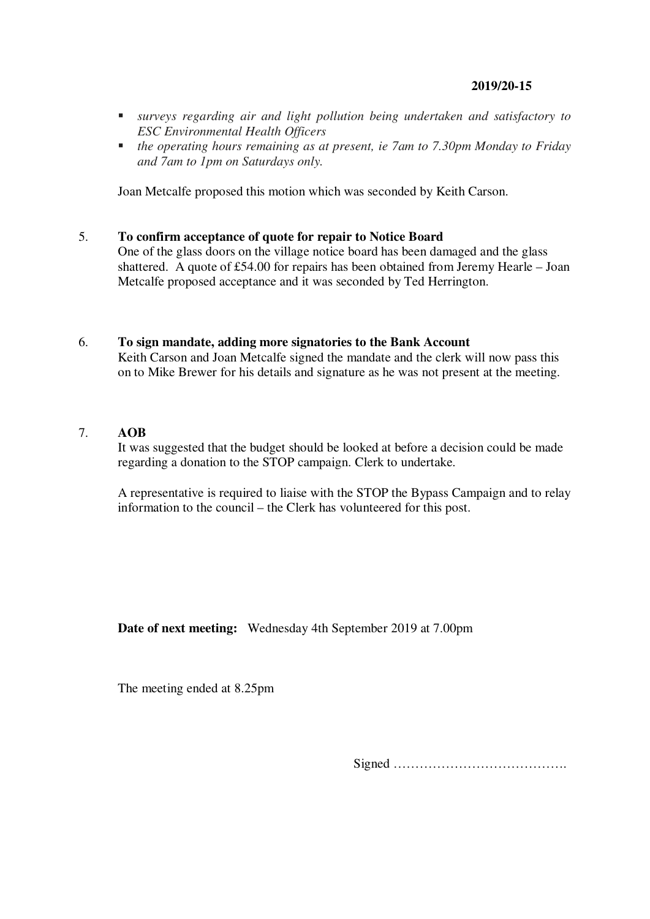- *surveys regarding air and light pollution being undertaken and satisfactory to ESC Environmental Health Officers*
- *the operating hours remaining as at present, ie 7am to 7.30pm Monday to Friday and 7am to 1pm on Saturdays only.*

Joan Metcalfe proposed this motion which was seconded by Keith Carson.

5. **To confirm acceptance of quote for repair to Notice Board**
   One of the glass doors on the village notice board has been damaged and the glass shattered. A quote of £54.00 for repairs has been obtained from Jeremy Hearle – Joan Metcalfe proposed acceptance and it was seconded by Ted Herrington.

6. **To sign mandate, adding more signatories to the Bank Account**
   Keith Carson and Joan Metcalfe signed the mandate and the clerk will now pass this on to Mike Brewer for his details and signature as he was not present at the meeting.

7. **AOB**
   It was suggested that the budget should be looked at before a decision could be made regarding a donation to the STOP campaign. Clerk to undertake.

   A representative is required to liaise with the STOP the Bypass Campaign and to relay information to the council – the Clerk has volunteered for this post.

**Date of next meeting:** Wednesday 4th September 2019 at 7.00pm

The meeting ended at 8.25pm

Signed ………………………………….